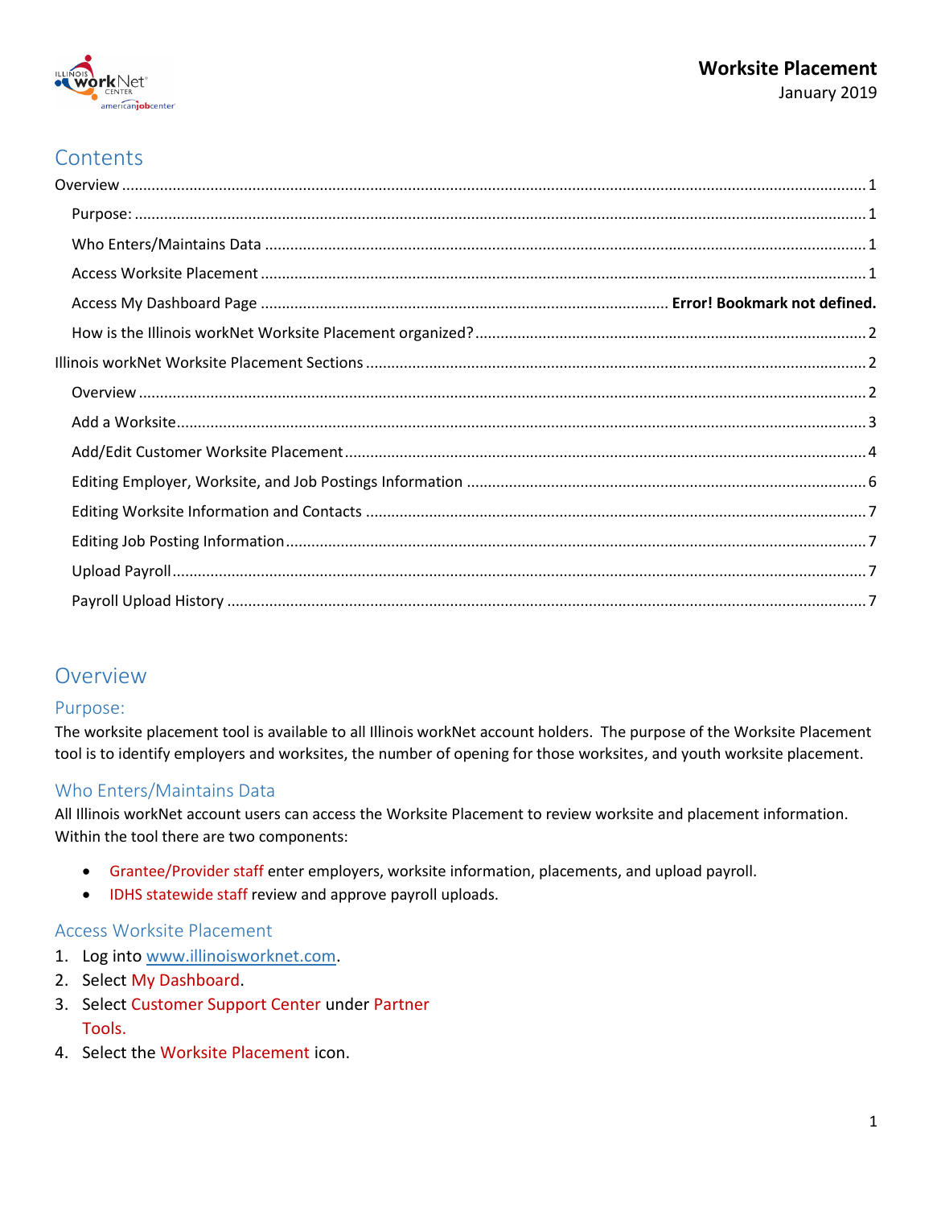# Worksite Placement

January 2019

## Contents

Overview ........ 1

- Purpose: ........ 1
- Who Enters/Maintains Data ........ 1
- Access Worksite Placement ........ 1
- Access My Dashboard Page ........ **Error! Bookmark not defined.**
- How is the Illinois workNet Worksite Placement organized? ........ 2

Illinois workNet Worksite Placement Sections ........ 2

- Overview ........ 2
- Add a Worksite ........ 3
- Add/Edit Customer Worksite Placement ........ 4
- Editing Employer, Worksite, and Job Postings Information ........ 6
- Editing Worksite Information and Contacts ........ 7
- Editing Job Posting Information ........ 7
- Upload Payroll ........ 7
- Payroll Upload History ........ 7

## Overview

### Purpose:

The worksite placement tool is available to all Illinois workNet account holders. The purpose of the Worksite Placement tool is to identify employers and worksites, the number of opening for those worksites, and youth worksite placement.

### Who Enters/Maintains Data

All Illinois workNet account users can access the Worksite Placement to review worksite and placement information. Within the tool there are two components:

- Grantee/Provider staff enter employers, worksite information, placements, and upload payroll.
- IDHS statewide staff review and approve payroll uploads.

### Access Worksite Placement

1. Log into www.illinoisworknet.com.
2. Select My Dashboard.
3. Select Customer Support Center under Partner Tools.
4. Select the Worksite Placement icon.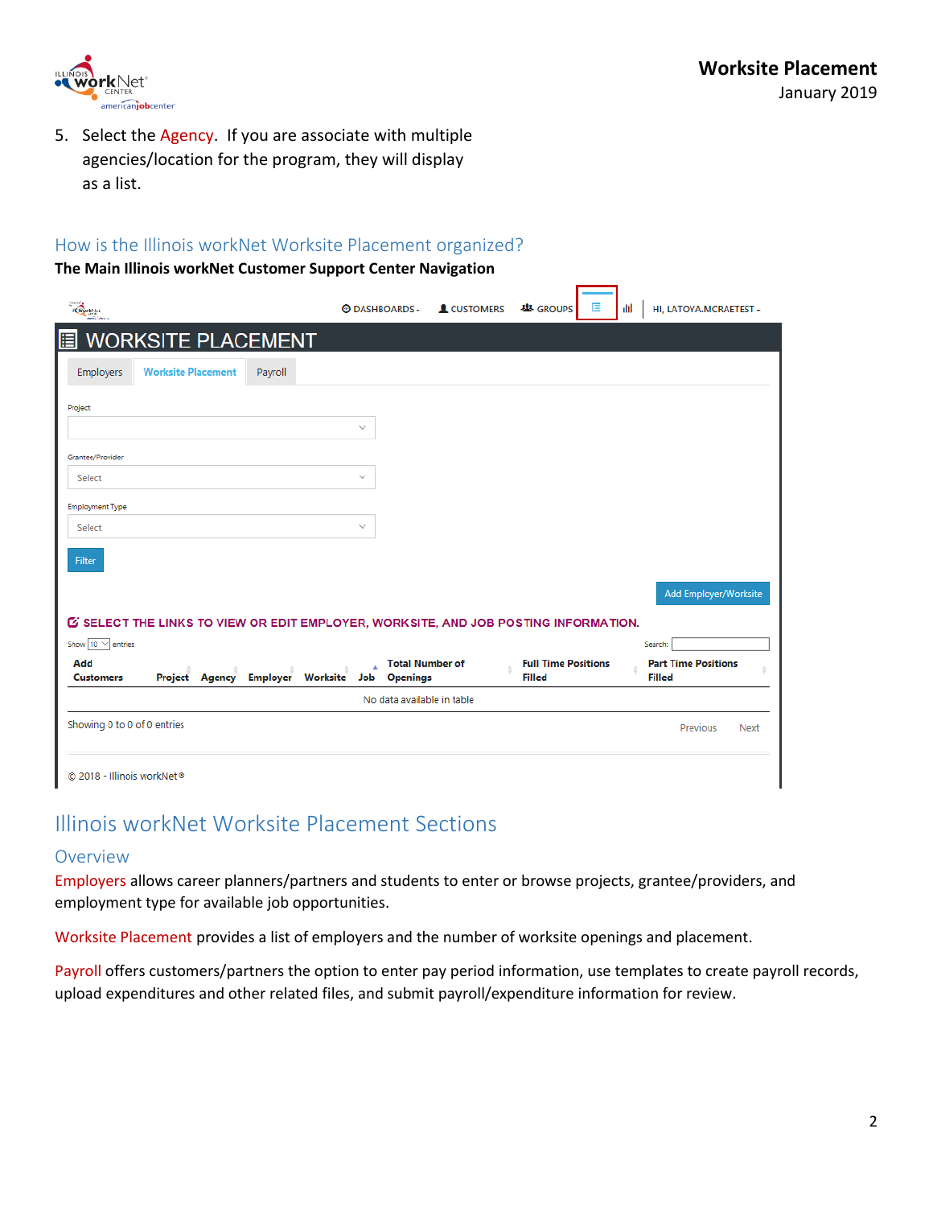5. Select the Agency. If you are associate with multiple agencies/location for the program, they will display as a list.

## How is the Illinois workNet Worksite Placement organized?

**The Main Illinois workNet Customer Support Center Navigation**

DASHBOARDS CUSTOMERS GROUPS HI, LATOYA.MCRAETEST

# WORKSITE PLACEMENT

Employers | Worksite Placement | Payroll

Project

Grantee/Provider

Select

Employment Type

Select

Filter

Add Employer/Worksite

SELECT THE LINKS TO VIEW OR EDIT EMPLOYER, WORKSITE, AND JOB POSTING INFORMATION.

Show 10 entries

Search:

| Add Customers | Project | Agency | Employer | Worksite | Job | Total Number of Openings | Full Time Positions Filled | Part Time Positions Filled |
|---|---|---|---|---|---|---|---|---|
| No data available in table | | | | | | | | |

Showing 0 to 0 of 0 entries

Previous Next

© 2018 - Illinois workNet®

# Illinois workNet Worksite Placement Sections

## Overview

Employers allows career planners/partners and students to enter or browse projects, grantee/providers, and employment type for available job opportunities.

Worksite Placement provides a list of employers and the number of worksite openings and placement.

Payroll offers customers/partners the option to enter pay period information, use templates to create payroll records, upload expenditures and other related files, and submit payroll/expenditure information for review.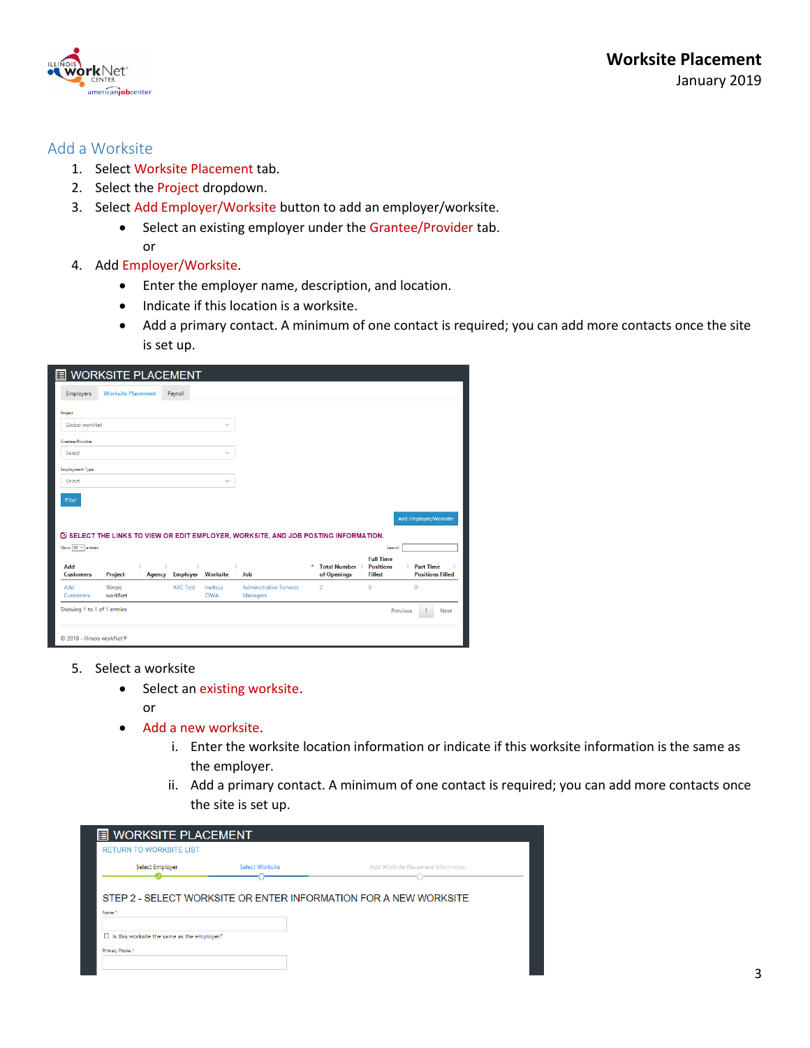## Add a Worksite

1. Select Worksite Placement tab.
2. Select the Project dropdown.
3. Select Add Employer/Worksite button to add an employer/worksite.
   - Select an existing employer under the Grantee/Provider tab.

   or
4. Add Employer/Worksite.
   - Enter the employer name, description, and location.
   - Indicate if this location is a worksite.
   - Add a primary contact. A minimum of one contact is required; you can add more contacts once the site is set up.

5. Select a worksite
   - Select an existing worksite.

   or
   - Add a new worksite.
     1. Enter the worksite location information or indicate if this worksite information is the same as the employer.
     2. Add a primary contact. A minimum of one contact is required; you can add more contacts once the site is set up.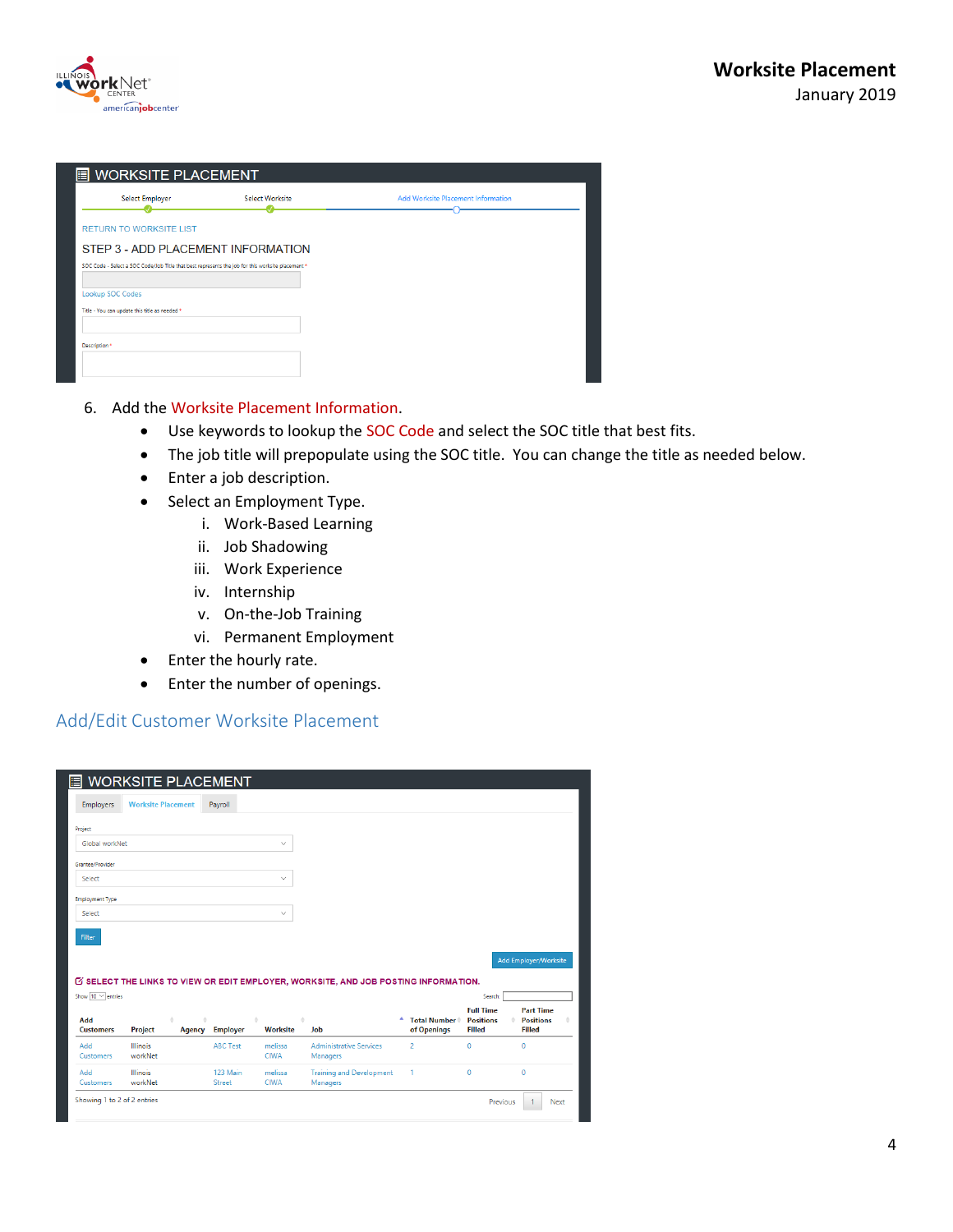6. Add the Worksite Placement Information.
   - Use keywords to lookup the SOC Code and select the SOC title that best fits.
   - The job title will prepopulate using the SOC title. You can change the title as needed below.
   - Enter a job description.
   - Select an Employment Type.
     1. Work-Based Learning
     2. Job Shadowing
     3. Work Experience
     4. Internship
     5. On-the-Job Training
     6. Permanent Employment
   - Enter the hourly rate.
   - Enter the number of openings.

## Add/Edit Customer Worksite Placement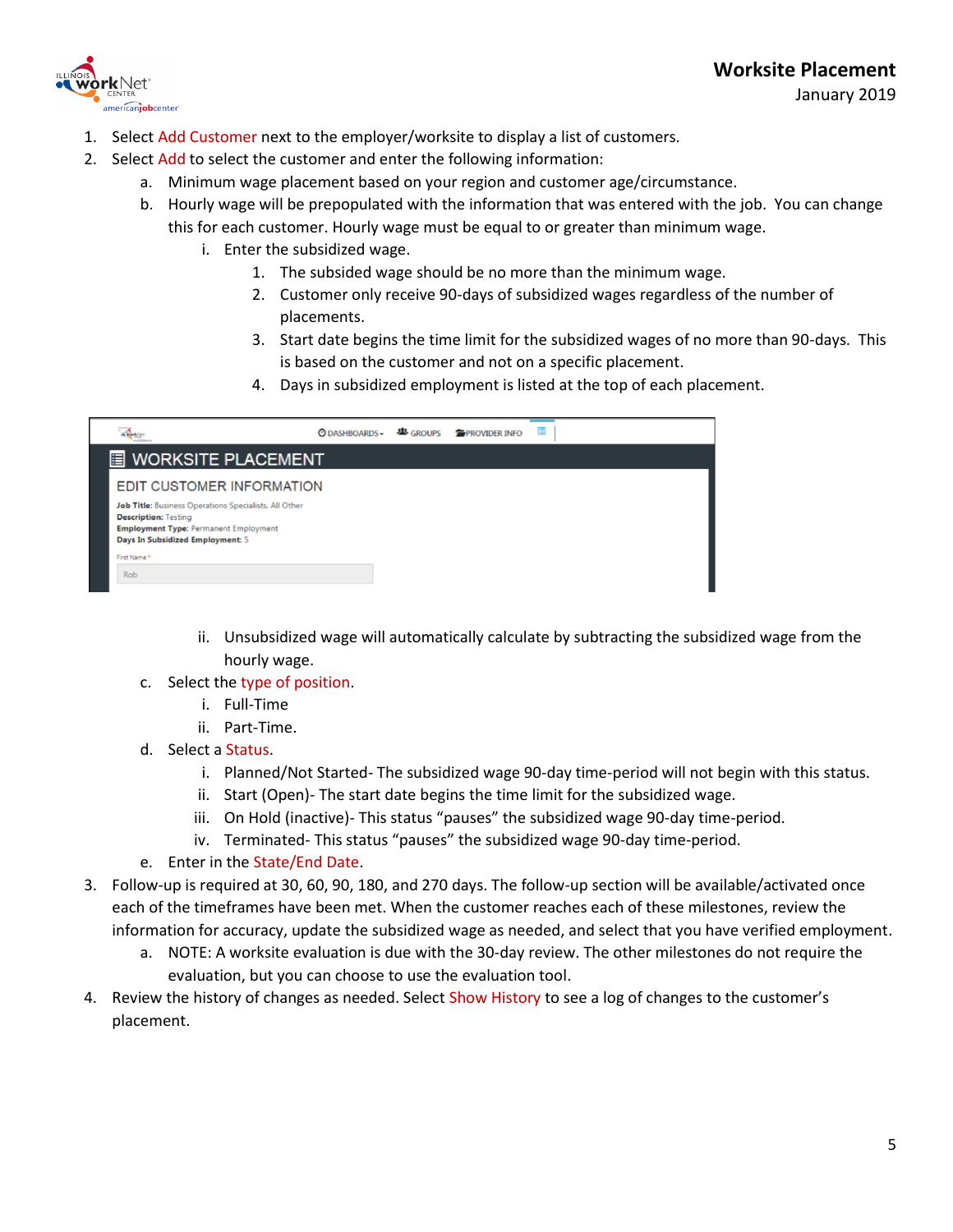1. Select Add Customer next to the employer/worksite to display a list of customers.
2. Select Add to select the customer and enter the following information:
    a. Minimum wage placement based on your region and customer age/circumstance.
    b. Hourly wage will be prepopulated with the information that was entered with the job. You can change this for each customer. Hourly wage must be equal to or greater than minimum wage.
        i. Enter the subsidized wage.
            1. The subsided wage should be no more than the minimum wage.
            2. Customer only receive 90-days of subsidized wages regardless of the number of placements.
            3. Start date begins the time limit for the subsidized wages of no more than 90-days. This is based on the customer and not on a specific placement.
            4. Days in subsidized employment is listed at the top of each placement.

        ii. Unsubsidized wage will automatically calculate by subtracting the subsidized wage from the hourly wage.
    c. Select the type of position.
        i. Full-Time
        ii. Part-Time.
    d. Select a Status.
        i. Planned/Not Started- The subsidized wage 90-day time-period will not begin with this status.
        ii. Start (Open)- The start date begins the time limit for the subsidized wage.
        iii. On Hold (inactive)- This status "pauses" the subsidized wage 90-day time-period.
        iv. Terminated- This status "pauses" the subsidized wage 90-day time-period.
    e. Enter in the State/End Date.
3. Follow-up is required at 30, 60, 90, 180, and 270 days. The follow-up section will be available/activated once each of the timeframes have been met. When the customer reaches each of these milestones, review the information for accuracy, update the subsidized wage as needed, and select that you have verified employment.
    a. NOTE: A worksite evaluation is due with the 30-day review. The other milestones do not require the evaluation, but you can choose to use the evaluation tool.
4. Review the history of changes as needed. Select Show History to see a log of changes to the customer's placement.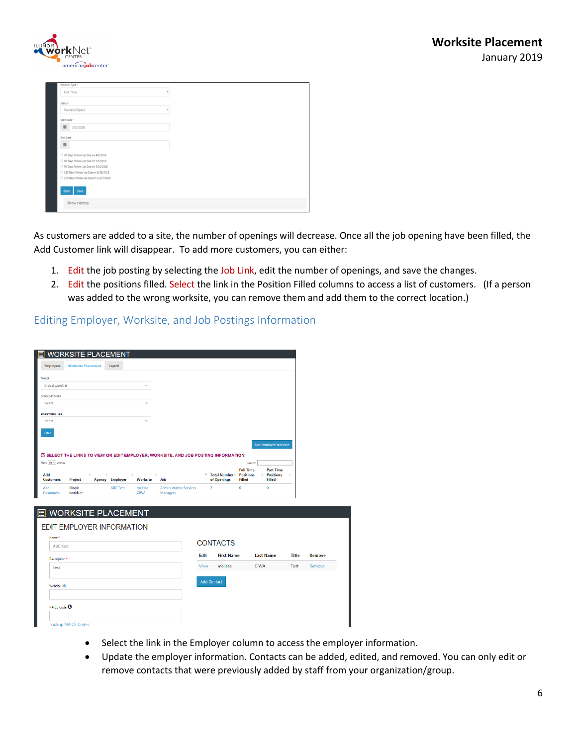As customers are added to a site, the number of openings will decrease. Once all the job opening have been filled, the Add Customer link will disappear. To add more customers, you can either:

1. Edit the job posting by selecting the Job Link, edit the number of openings, and save the changes.
2. Edit the positions filled. Select the link in the Position Filled columns to access a list of customers. (If a person was added to the wrong worksite, you can remove them and add them to the correct location.)

## Editing Employer, Worksite, and Job Postings Information

- Select the link in the Employer column to access the employer information.
- Update the employer information. Contacts can be added, edited, and removed. You can only edit or remove contacts that were previously added by staff from your organization/group.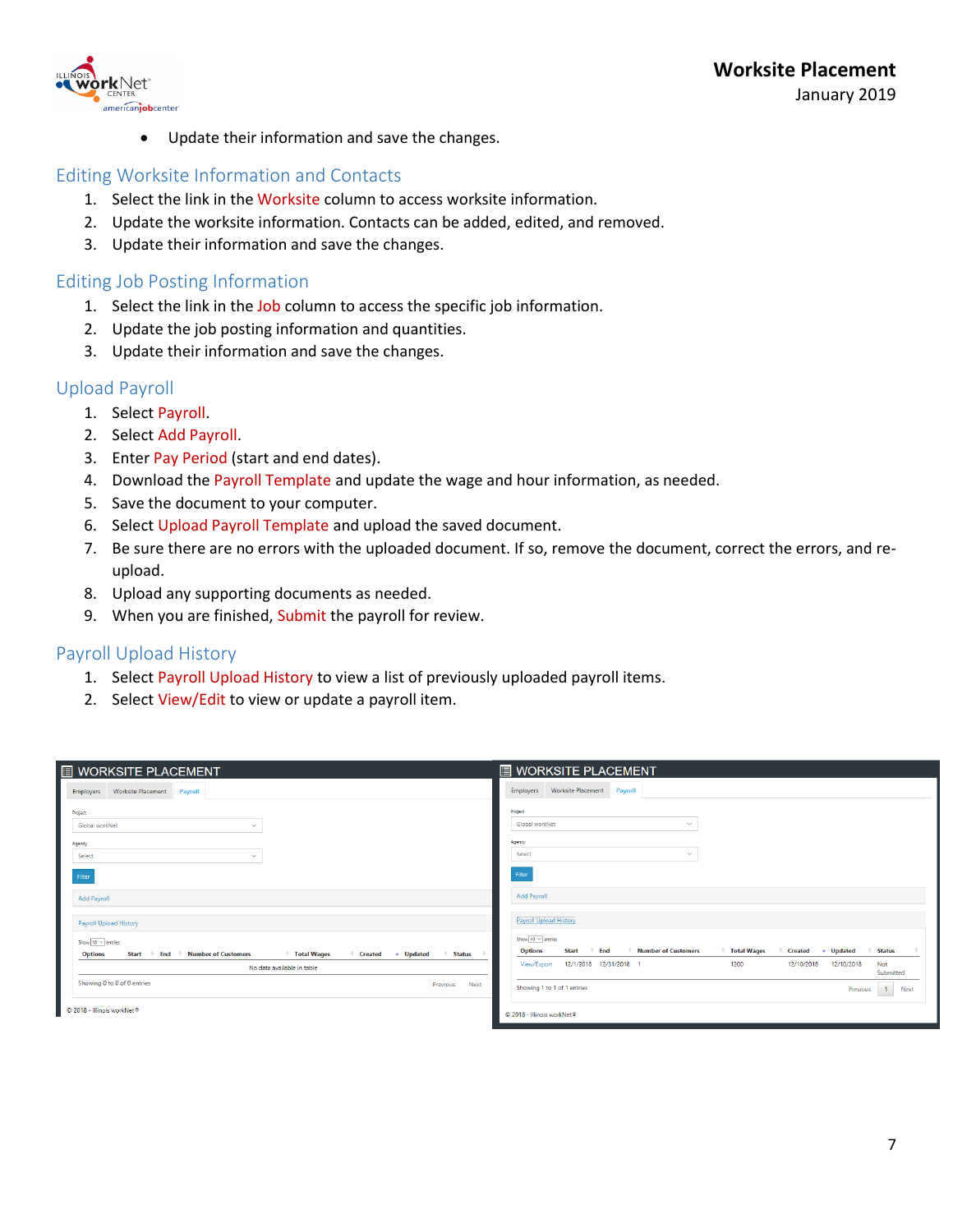- Update their information and save the changes.

## Editing Worksite Information and Contacts

1. Select the link in the Worksite column to access worksite information.
2. Update the worksite information. Contacts can be added, edited, and removed.
3. Update their information and save the changes.

## Editing Job Posting Information

1. Select the link in the Job column to access the specific job information.
2. Update the job posting information and quantities.
3. Update their information and save the changes.

## Upload Payroll

1. Select Payroll.
2. Select Add Payroll.
3. Enter Pay Period (start and end dates).
4. Download the Payroll Template and update the wage and hour information, as needed.
5. Save the document to your computer.
6. Select Upload Payroll Template and upload the saved document.
7. Be sure there are no errors with the uploaded document. If so, remove the document, correct the errors, and re-upload.
8. Upload any supporting documents as needed.
9. When you are finished, Submit the payroll for review.

## Payroll Upload History

1. Select Payroll Upload History to view a list of previously uploaded payroll items.
2. Select View/Edit to view or update a payroll item.